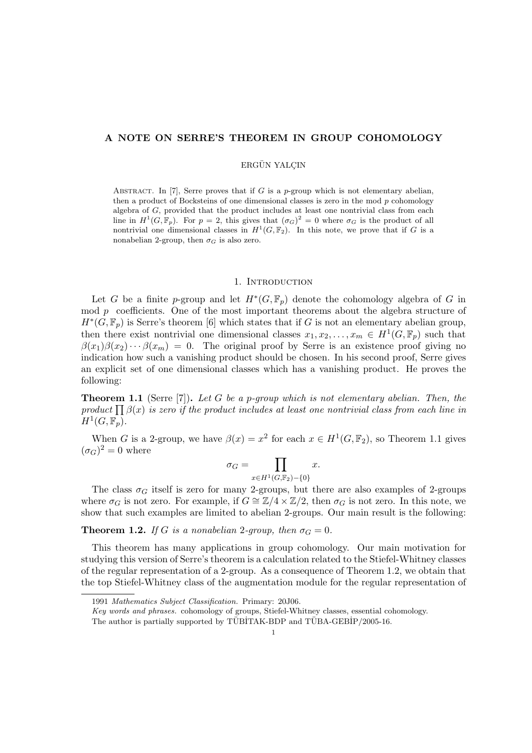# A NOTE ON SERRE'S THEOREM IN GROUP COHOMOLOGY

ERGÜN YALÇIN

ABSTRACT. In [7], Serre proves that if $G$ is a $p$-group which is not elementary abelian, then a product of Bocksteins of one dimensional classes is zero in the mod $p$ cohomology algebra of $G$, provided that the product includes at least one nontrivial class from each line in $H^1(G, \mathbb{F}_p)$. For $p = 2$, this gives that $(\sigma_G)^2 = 0$ where $\sigma_G$ is the product of all nontrivial one dimensional classes in $H^1(G, \mathbb{F}_2)$. In this note, we prove that if $G$ is a nonabelian 2-group, then $\sigma_G$ is also zero.

## 1. Introduction

Let $G$ be a finite $p$-group and let $H^*(G, \mathbb{F}_p)$ denote the cohomology algebra of $G$ in mod $p$ coefficients. One of the most important theorems about the algebra structure of $H^*(G, \mathbb{F}_p)$ is Serre's theorem [6] which states that if $G$ is not an elementary abelian group, then there exist nontrivial one dimensional classes $x_1, x_2, \dots, x_m \in H^1(G, \mathbb{F}_p)$ such that $\beta(x_1)\beta(x_2)\cdots\beta(x_m) = 0$. The original proof by Serre is an existence proof giving no indication how such a vanishing product should be chosen. In his second proof, Serre gives an explicit set of one dimensional classes which has a vanishing product. He proves the following:

**Theorem 1.1** (Serre [7])**.** *Let $G$ be a $p$-group which is not elementary abelian. Then, the product $\prod \beta(x)$ is zero if the product includes at least one nontrivial class from each line in $H^1(G, \mathbb{F}_p)$.*

When $G$ is a 2-group, we have $\beta(x) = x^2$ for each $x \in H^1(G, \mathbb{F}_2)$, so Theorem 1.1 gives $(\sigma_G)^2 = 0$ where

$$\sigma_G = \prod_{x \in H^1(G, \mathbb{F}_2) - \{0\}} x.$$

The class $\sigma_G$ itself is zero for many 2-groups, but there are also examples of 2-groups where $\sigma_G$ is not zero. For example, if $G \cong \mathbb{Z}/4 \times \mathbb{Z}/2$, then $\sigma_G$ is not zero. In this note, we show that such examples are limited to abelian 2-groups. Our main result is the following:

**Theorem 1.2.** *If $G$ is a nonabelian 2-group, then $\sigma_G = 0$.*

This theorem has many applications in group cohomology. Our main motivation for studying this version of Serre's theorem is a calculation related to the Stiefel-Whitney classes of the regular representation of a 2-group. As a consequence of Theorem 1.2, we obtain that the top Stiefel-Whitney class of the augmentation module for the regular representation of

---

1991 *Mathematics Subject Classification.* Primary: 20J06.

*Key words and phrases.* cohomology of groups, Stiefel-Whitney classes, essential cohomology.

The author is partially supported by TÜBİTAK-BDP and TÜBA-GEBİP/2005-16.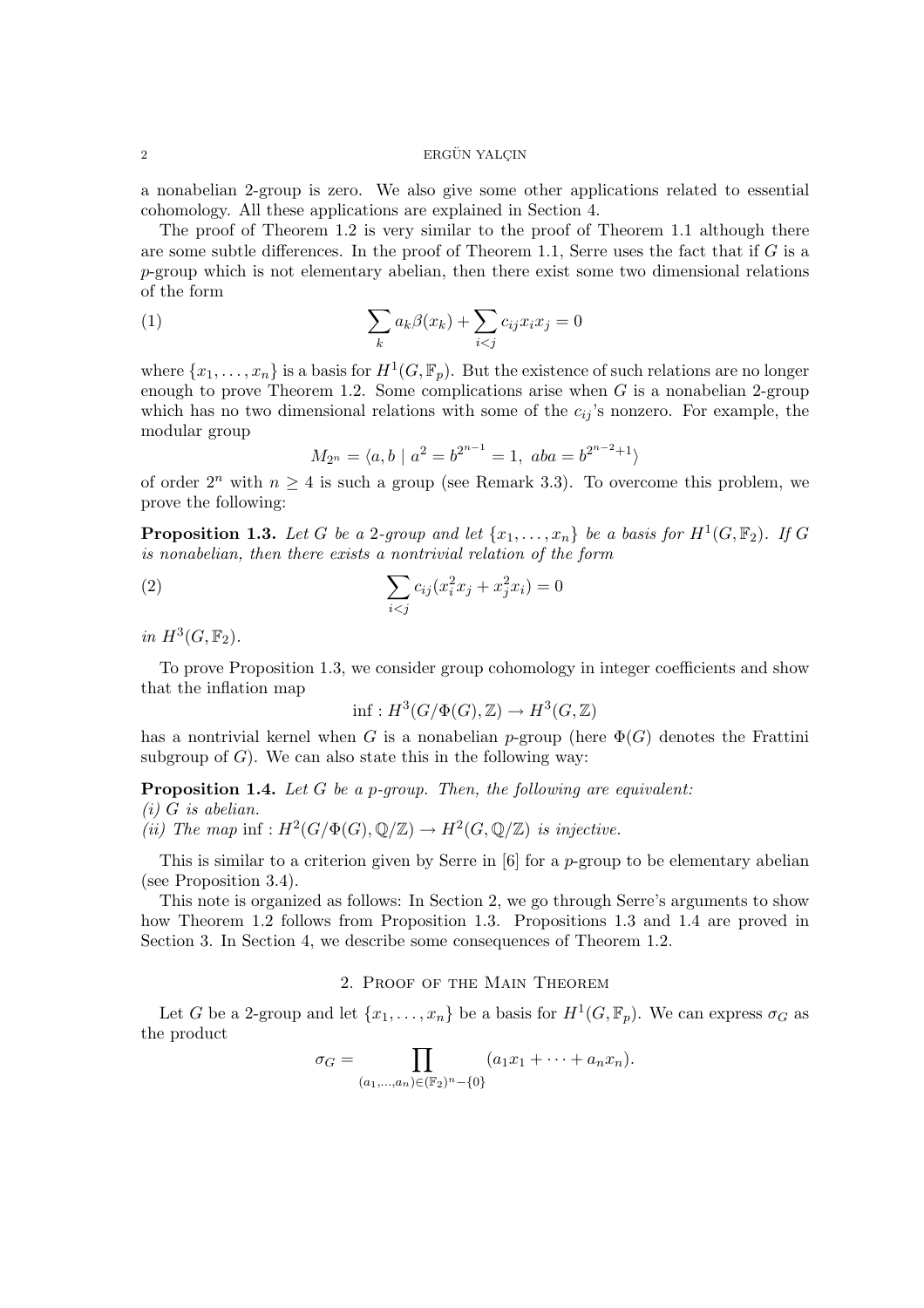a nonabelian 2-group is zero. We also give some other applications related to essential cohomology. All these applications are explained in Section 4.

The proof of Theorem 1.2 is very similar to the proof of Theorem 1.1 although there are some subtle differences. In the proof of Theorem 1.1, Serre uses the fact that if $G$ is a $p$-group which is not elementary abelian, then there exist some two dimensional relations of the form

$$\sum_k a_k \beta(x_k) + \sum_{i<j} c_{ij} x_i x_j = 0 \tag{1}$$

where $\{x_1, \dots, x_n\}$ is a basis for $H^1(G, \mathbb{F}_p)$. But the existence of such relations are no longer enough to prove Theorem 1.2. Some complications arise when $G$ is a nonabelian 2-group which has no two dimensional relations with some of the $c_{ij}$'s nonzero. For example, the modular group

$$M_{2^n} = \langle a, b \mid a^2 = b^{2^{n-1}} = 1,\ aba = b^{2^{n-2}+1} \rangle$$

of order $2^n$ with $n \geq 4$ is such a group (see Remark 3.3). To overcome this problem, we prove the following:

**Proposition 1.3.** *Let $G$ be a 2-group and let $\{x_1, \dots, x_n\}$ be a basis for $H^1(G, \mathbb{F}_2)$. If $G$ is nonabelian, then there exists a nontrivial relation of the form*

$$\sum_{i<j} c_{ij}(x_i^2 x_j + x_j^2 x_i) = 0 \tag{2}$$

*in $H^3(G, \mathbb{F}_2)$.*

To prove Proposition 1.3, we consider group cohomology in integer coefficients and show that the inflation map

$$\inf : H^3(G/\Phi(G), \mathbb{Z}) \to H^3(G, \mathbb{Z})$$

has a nontrivial kernel when $G$ is a nonabelian $p$-group (here $\Phi(G)$ denotes the Frattini subgroup of $G$). We can also state this in the following way:

**Proposition 1.4.** *Let $G$ be a $p$-group. Then, the following are equivalent:*
*(i) $G$ is abelian.*
*(ii) The map $\inf : H^2(G/\Phi(G), \mathbb{Q}/\mathbb{Z}) \to H^2(G, \mathbb{Q}/\mathbb{Z})$ is injective.*

This is similar to a criterion given by Serre in [6] for a $p$-group to be elementary abelian (see Proposition 3.4).

This note is organized as follows: In Section 2, we go through Serre's arguments to show how Theorem 1.2 follows from Proposition 1.3. Propositions 1.3 and 1.4 are proved in Section 3. In Section 4, we describe some consequences of Theorem 1.2.

## 2. Proof of the Main Theorem

Let $G$ be a 2-group and let $\{x_1, \dots, x_n\}$ be a basis for $H^1(G, \mathbb{F}_p)$. We can express $\sigma_G$ as the product

$$\sigma_G = \prod_{(a_1, \dots, a_n) \in (\mathbb{F}_2)^n - \{0\}} (a_1 x_1 + \cdots + a_n x_n).$$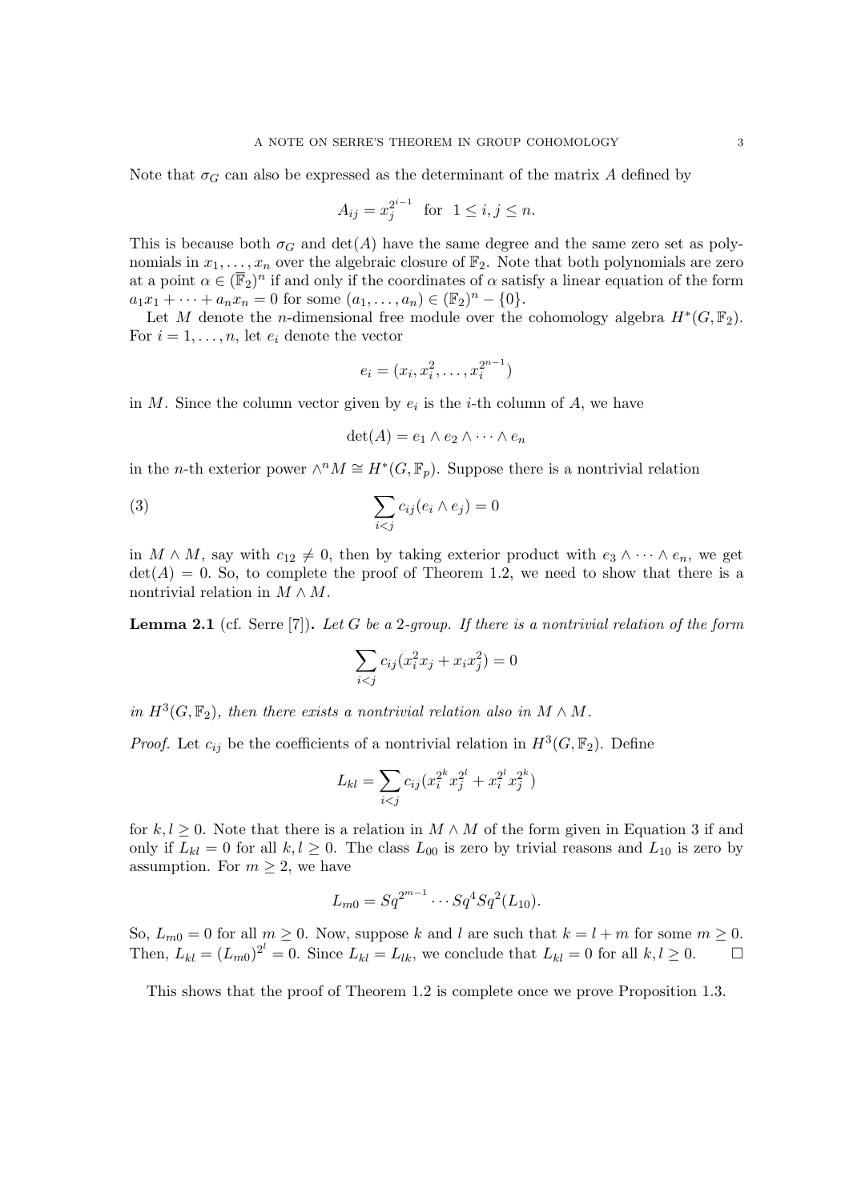Note that $\sigma_G$ can also be expressed as the determinant of the matrix $A$ defined by

$$A_{ij} = x_j^{2^{i-1}} \quad \text{for} \quad 1 \leq i, j \leq n.$$

This is because both $\sigma_G$ and $\det(A)$ have the same degree and the same zero set as polynomials in $x_1, \dots, x_n$ over the algebraic closure of $\mathbb{F}_2$. Note that both polynomials are zero at a point $\alpha \in (\overline{\mathbb{F}}_2)^n$ if and only if the coordinates of $\alpha$ satisfy a linear equation of the form $a_1 x_1 + \cdots + a_n x_n = 0$ for some $(a_1, \dots, a_n) \in (\mathbb{F}_2)^n - \{0\}$.

Let $M$ denote the $n$-dimensional free module over the cohomology algebra $H^*(G, \mathbb{F}_2)$. For $i = 1, \dots, n$, let $e_i$ denote the vector

$$e_i = (x_i, x_i^2, \dots, x_i^{2^{n-1}})$$

in $M$. Since the column vector given by $e_i$ is the $i$-th column of $A$, we have

$$\det(A) = e_1 \wedge e_2 \wedge \cdots \wedge e_n$$

in the $n$-th exterior power $\wedge^n M \cong H^*(G, \mathbb{F}_p)$. Suppose there is a nontrivial relation

$$\sum_{i<j} c_{ij} (e_i \wedge e_j) = 0 \tag{3}$$

in $M \wedge M$, say with $c_{12} \neq 0$, then by taking exterior product with $e_3 \wedge \cdots \wedge e_n$, we get $\det(A) = 0$. So, to complete the proof of Theorem 1.2, we need to show that there is a nontrivial relation in $M \wedge M$.

**Lemma 2.1** (cf. Serre [7])**.** *Let $G$ be a 2-group. If there is a nontrivial relation of the form*

$$\sum_{i<j} c_{ij} (x_i^2 x_j + x_i x_j^2) = 0$$

*in $H^3(G, \mathbb{F}_2)$, then there exists a nontrivial relation also in $M \wedge M$.*

*Proof.* Let $c_{ij}$ be the coefficients of a nontrivial relation in $H^3(G, \mathbb{F}_2)$. Define

$$L_{kl} = \sum_{i<j} c_{ij} (x_i^{2^k} x_j^{2^l} + x_i^{2^l} x_j^{2^k})$$

for $k, l \geq 0$. Note that there is a relation in $M \wedge M$ of the form given in Equation 3 if and only if $L_{kl} = 0$ for all $k, l \geq 0$. The class $L_{00}$ is zero by trivial reasons and $L_{10}$ is zero by assumption. For $m \geq 2$, we have

$$L_{m0} = Sq^{2^{m-1}} \cdots Sq^4 Sq^2 (L_{10}).$$

So, $L_{m0} = 0$ for all $m \geq 0$. Now, suppose $k$ and $l$ are such that $k = l + m$ for some $m \geq 0$. Then, $L_{kl} = (L_{m0})^{2^l} = 0$. Since $L_{kl} = L_{lk}$, we conclude that $L_{kl} = 0$ for all $k, l \geq 0$. $\square$

This shows that the proof of Theorem 1.2 is complete once we prove Proposition 1.3.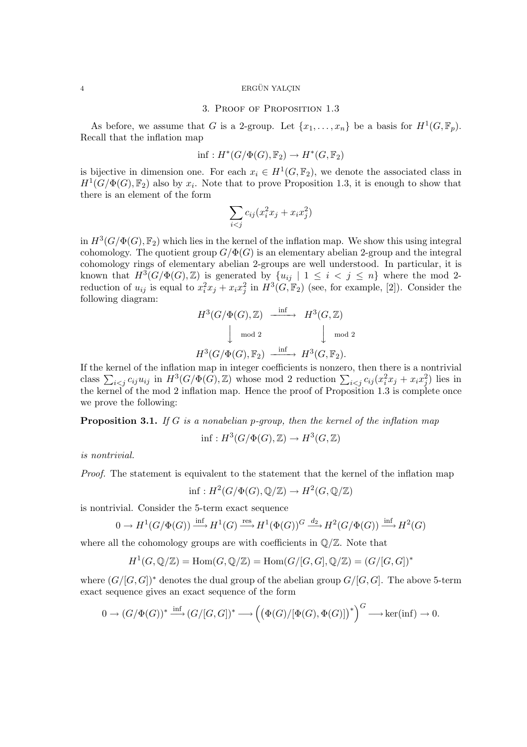## 3. Proof of Proposition 1.3

As before, we assume that $G$ is a 2-group. Let $\{x_1, \dots, x_n\}$ be a basis for $H^1(G, \mathbb{F}_p)$. Recall that the inflation map

$$\inf : H^*(G/\Phi(G), \mathbb{F}_2) \to H^*(G, \mathbb{F}_2)$$

is bijective in dimension one. For each $x_i \in H^1(G, \mathbb{F}_2)$, we denote the associated class in $H^1(G/\Phi(G), \mathbb{F}_2)$ also by $x_i$. Note that to prove Proposition 1.3, it is enough to show that there is an element of the form

$$\sum_{i<j} c_{ij}(x_i^2 x_j + x_i x_j^2)$$

in $H^3(G/\Phi(G), \mathbb{F}_2)$ which lies in the kernel of the inflation map. We show this using integral cohomology. The quotient group $G/\Phi(G)$ is an elementary abelian 2-group and the integral cohomology rings of elementary abelian 2-groups are well understood. In particular, it is known that $H^3(G/\Phi(G), \mathbb{Z})$ is generated by $\{u_{ij} \mid 1 \leq i < j \leq n\}$ where the mod 2-reduction of $u_{ij}$ is equal to $x_i^2 x_j + x_i x_j^2$ in $H^3(G, \mathbb{F}_2)$ (see, for example, [2]). Consider the following diagram:

$$\begin{array}{ccc}
H^3(G/\Phi(G), \mathbb{Z}) & \xrightarrow{\inf} & H^3(G, \mathbb{Z}) \\
\Big\downarrow {\scriptstyle \bmod 2} & & \Big\downarrow {\scriptstyle \bmod 2} \\
H^3(G/\Phi(G), \mathbb{F}_2) & \xrightarrow{\inf} & H^3(G, \mathbb{F}_2).
\end{array}$$

If the kernel of the inflation map in integer coefficients is nonzero, then there is a nontrivial class $\sum_{i<j} c_{ij} u_{ij}$ in $H^3(G/\Phi(G), \mathbb{Z})$ whose mod 2 reduction $\sum_{i<j} c_{ij}(x_i^2 x_j + x_i x_j^2)$ lies in the kernel of the mod 2 inflation map. Hence the proof of Proposition 1.3 is complete once we prove the following:

**Proposition 3.1.** *If $G$ is a nonabelian $p$-group, then the kernel of the inflation map*

$$\inf : H^3(G/\Phi(G), \mathbb{Z}) \to H^3(G, \mathbb{Z})$$

*is nontrivial.*

*Proof.* The statement is equivalent to the statement that the kernel of the inflation map

$$\inf : H^2(G/\Phi(G), \mathbb{Q}/\mathbb{Z}) \to H^2(G, \mathbb{Q}/\mathbb{Z})$$

is nontrivial. Consider the 5-term exact sequence

$$0 \to H^1(G/\Phi(G)) \xrightarrow{\inf} H^1(G) \xrightarrow{\text{res}} H^1(\Phi(G))^G \xrightarrow{d_2} H^2(G/\Phi(G)) \xrightarrow{\inf} H^2(G)$$

where all the cohomology groups are with coefficients in $\mathbb{Q}/\mathbb{Z}$. Note that

$$H^1(G, \mathbb{Q}/\mathbb{Z}) = \text{Hom}(G, \mathbb{Q}/\mathbb{Z}) = \text{Hom}(G/[G,G], \mathbb{Q}/\mathbb{Z}) = (G/[G,G])^*$$

where $(G/[G,G])^*$ denotes the dual group of the abelian group $G/[G,G]$. The above 5-term exact sequence gives an exact sequence of the form

$$0 \to (G/\Phi(G))^* \xrightarrow{\inf} (G/[G,G])^* \longrightarrow \Big( \big(\Phi(G)/[\Phi(G), \Phi(G)]\big)^* \Big)^G \longrightarrow \ker(\inf) \to 0.$$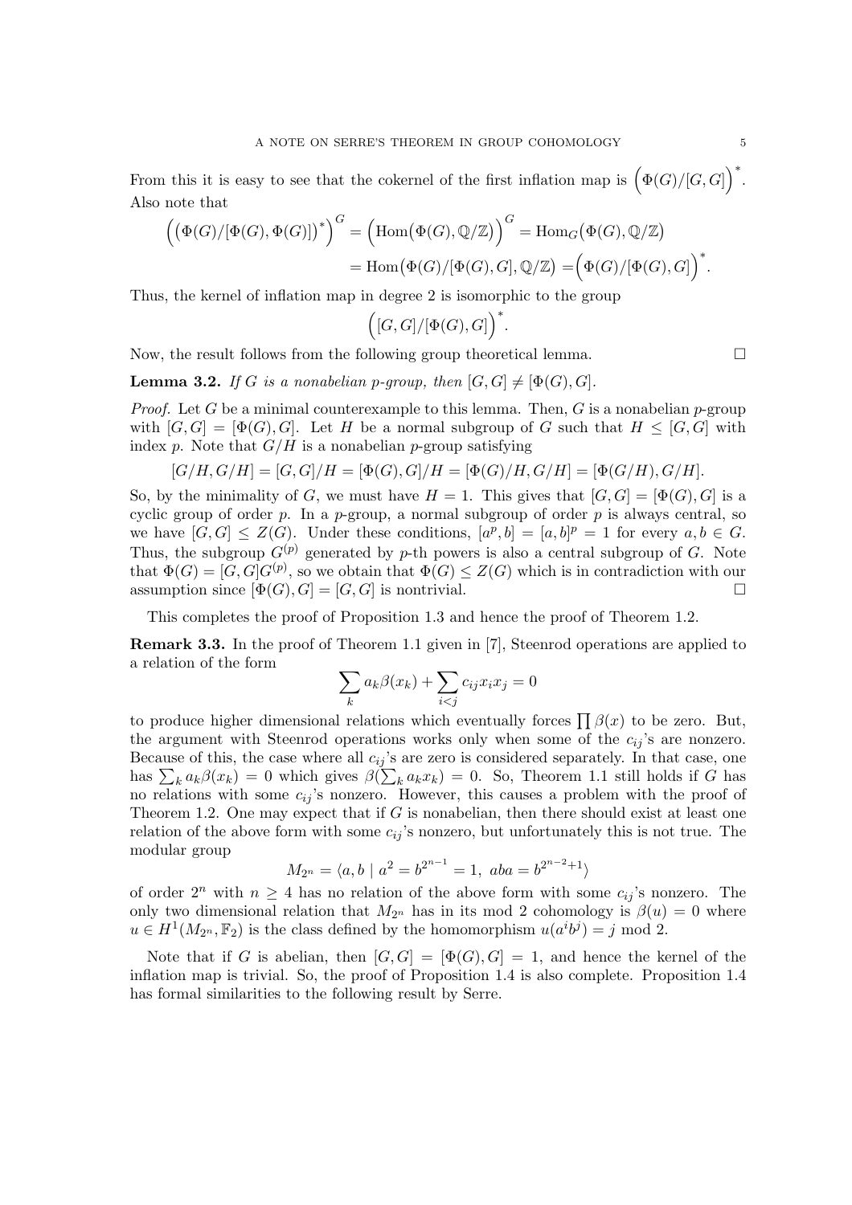From this it is easy to see that the cokernel of the first inflation map is $\Big(\Phi(G)/[G,G]\Big)^*$. Also note that

$$\Big(\big(\Phi(G)/[\Phi(G),\Phi(G)]\big)^*\Big)^G = \Big(\mathrm{Hom}\big(\Phi(G),\mathbb{Q}/\mathbb{Z}\big)\Big)^G = \mathrm{Hom}_G\big(\Phi(G),\mathbb{Q}/\mathbb{Z}\big)$$
$$= \mathrm{Hom}\big(\Phi(G)/[\Phi(G),G],\mathbb{Q}/\mathbb{Z}\big) = \Big(\Phi(G)/[\Phi(G),G]\Big)^*.$$

Thus, the kernel of inflation map in degree 2 is isomorphic to the group

$$\Big([G,G]/[\Phi(G),G]\Big)^*.$$

Now, the result follows from the following group theoretical lemma. □

**Lemma 3.2.** *If $G$ is a nonabelian $p$-group, then $[G,G] \neq [\Phi(G),G]$.*

*Proof.* Let $G$ be a minimal counterexample to this lemma. Then, $G$ is a nonabelian $p$-group with $[G,G] = [\Phi(G),G]$. Let $H$ be a normal subgroup of $G$ such that $H \leq [G,G]$ with index $p$. Note that $G/H$ is a nonabelian $p$-group satisfying

$$[G/H, G/H] = [G,G]/H = [\Phi(G),G]/H = [\Phi(G)/H, G/H] = [\Phi(G/H), G/H].$$

So, by the minimality of $G$, we must have $H = 1$. This gives that $[G,G] = [\Phi(G),G]$ is a cyclic group of order $p$. In a $p$-group, a normal subgroup of order $p$ is always central, so we have $[G,G] \leq Z(G)$. Under these conditions, $[a^p, b] = [a,b]^p = 1$ for every $a, b \in G$. Thus, the subgroup $G^{(p)}$ generated by $p$-th powers is also a central subgroup of $G$. Note that $\Phi(G) = [G,G]G^{(p)}$, so we obtain that $\Phi(G) \leq Z(G)$ which is in contradiction with our assumption since $[\Phi(G),G] = [G,G]$ is nontrivial. □

This completes the proof of Proposition 1.3 and hence the proof of Theorem 1.2.

**Remark 3.3.** In the proof of Theorem 1.1 given in [7], Steenrod operations are applied to a relation of the form

$$\sum_k a_k \beta(x_k) + \sum_{i<j} c_{ij} x_i x_j = 0$$

to produce higher dimensional relations which eventually forces $\prod \beta(x)$ to be zero. But, the argument with Steenrod operations works only when some of the $c_{ij}$'s are nonzero. Because of this, the case where all $c_{ij}$'s are zero is considered separately. In that case, one has $\sum_k a_k \beta(x_k) = 0$ which gives $\beta(\sum_k a_k x_k) = 0$. So, Theorem 1.1 still holds if $G$ has no relations with some $c_{ij}$'s nonzero. However, this causes a problem with the proof of Theorem 1.2. One may expect that if $G$ is nonabelian, then there should exist at least one relation of the above form with some $c_{ij}$'s nonzero, but unfortunately this is not true. The modular group

$$M_{2^n} = \langle a, b \mid a^2 = b^{2^{n-1}} = 1,\ aba = b^{2^{n-2}+1} \rangle$$

of order $2^n$ with $n \geq 4$ has no relation of the above form with some $c_{ij}$'s nonzero. The only two dimensional relation that $M_{2^n}$ has in its mod 2 cohomology is $\beta(u) = 0$ where $u \in H^1(M_{2^n}, \mathbb{F}_2)$ is the class defined by the homomorphism $u(a^i b^j) = j \bmod 2$.

Note that if $G$ is abelian, then $[G,G] = [\Phi(G),G] = 1$, and hence the kernel of the inflation map is trivial. So, the proof of Proposition 1.4 is also complete. Proposition 1.4 has formal similarities to the following result by Serre.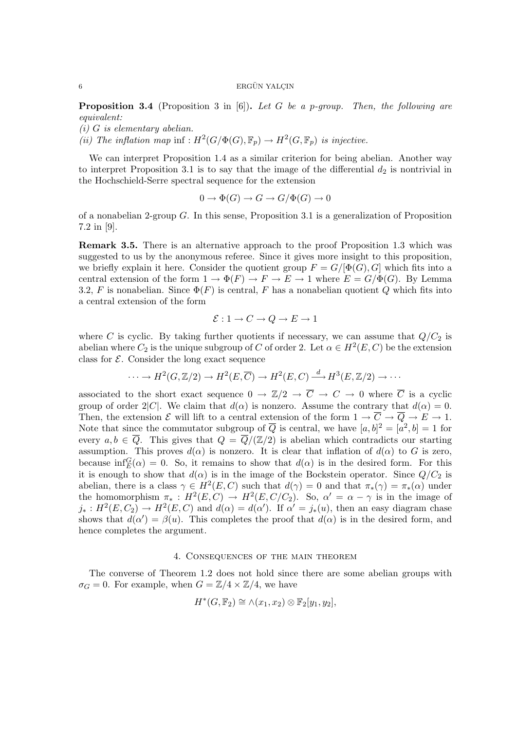**Proposition 3.4** (Proposition 3 in [6])**.** *Let $G$ be a $p$-group. Then, the following are equivalent:*
*(i) $G$ is elementary abelian.*
*(ii) The inflation map $\inf : H^2(G/\Phi(G), \mathbb{F}_p) \to H^2(G, \mathbb{F}_p)$ is injective.*

We can interpret Proposition 1.4 as a similar criterion for being abelian. Another way to interpret Proposition 3.1 is to say that the image of the differential $d_2$ is nontrivial in the Hochschield-Serre spectral sequence for the extension

$$0 \to \Phi(G) \to G \to G/\Phi(G) \to 0$$

of a nonabelian 2-group $G$. In this sense, Proposition 3.1 is a generalization of Proposition 7.2 in [9].

**Remark 3.5.** There is an alternative approach to the proof Proposition 1.3 which was suggested to us by the anonymous referee. Since it gives more insight to this proposition, we briefly explain it here. Consider the quotient group $F = G/[\Phi(G), G]$ which fits into a central extension of the form $1 \to \Phi(F) \to F \to E \to 1$ where $E = G/\Phi(G)$. By Lemma 3.2, $F$ is nonabelian. Since $\Phi(F)$ is central, $F$ has a nonabelian quotient $Q$ which fits into a central extension of the form

$$\mathcal{E} : 1 \to C \to Q \to E \to 1$$

where $C$ is cyclic. By taking further quotients if necessary, we can assume that $Q/C_2$ is abelian where $C_2$ is the unique subgroup of $C$ of order 2. Let $\alpha \in H^2(E, C)$ be the extension class for $\mathcal{E}$. Consider the long exact sequence

$$\cdots \to H^2(G, \mathbb{Z}/2) \to H^2(E, \overline{C}) \to H^2(E, C) \xrightarrow{d} H^3(E, \mathbb{Z}/2) \to \cdots$$

associated to the short exact sequence $0 \to \mathbb{Z}/2 \to \overline{C} \to C \to 0$ where $\overline{C}$ is a cyclic group of order $2|C|$. We claim that $d(\alpha)$ is nonzero. Assume the contrary that $d(\alpha) = 0$. Then, the extension $\mathcal{E}$ will lift to a central extension of the form $1 \to \overline{C} \to \overline{Q} \to E \to 1$. Note that since the commutator subgroup of $\overline{Q}$ is central, we have $[a, b]^2 = [a^2, b] = 1$ for every $a, b \in \overline{Q}$. This gives that $Q = \overline{Q}/(\mathbb{Z}/2)$ is abelian which contradicts our starting assumption. This proves $d(\alpha)$ is nonzero. It is clear that inflation of $d(\alpha)$ to $G$ is zero, because $\inf_E^G(\alpha) = 0$. So, it remains to show that $d(\alpha)$ is in the desired form. For this it is enough to show that $d(\alpha)$ is in the image of the Bockstein operator. Since $Q/C_2$ is abelian, there is a class $\gamma \in H^2(E, C)$ such that $d(\gamma) = 0$ and that $\pi_*(\gamma) = \pi_*(\alpha)$ under the homomorphism $\pi_* : H^2(E, C) \to H^2(E, C/C_2)$. So, $\alpha' = \alpha - \gamma$ is in the image of $j_* : H^2(E, C_2) \to H^2(E, C)$ and $d(\alpha) = d(\alpha')$. If $\alpha' = j_*(u)$, then an easy diagram chase shows that $d(\alpha') = \beta(u)$. This completes the proof that $d(\alpha)$ is in the desired form, and hence completes the argument.

## 4. Consequences of the main theorem

The converse of Theorem 1.2 does not hold since there are some abelian groups with $\sigma_G = 0$. For example, when $G = \mathbb{Z}/4 \times \mathbb{Z}/4$, we have

$$H^*(G, \mathbb{F}_2) \cong \wedge(x_1, x_2) \otimes \mathbb{F}_2[y_1, y_2],$$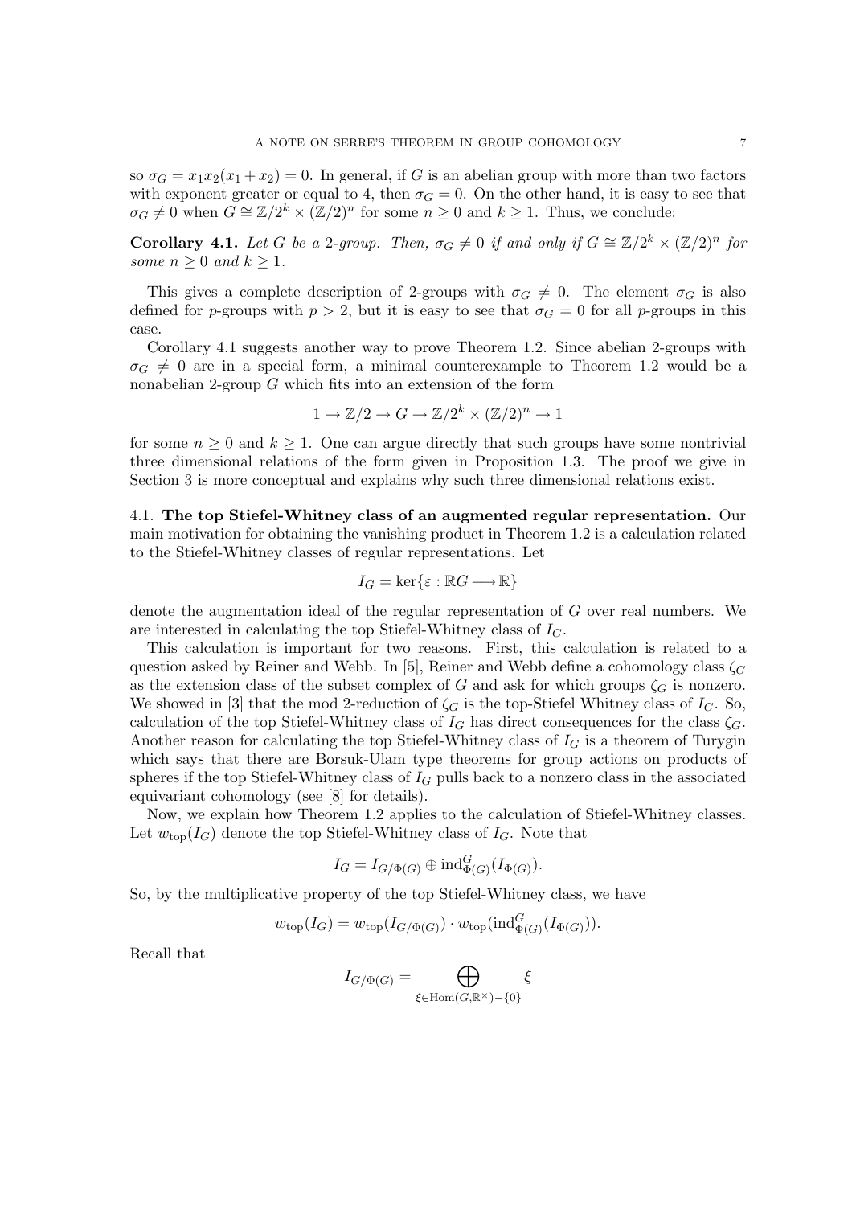so $\sigma_G = x_1x_2(x_1+x_2) = 0$. In general, if $G$ is an abelian group with more than two factors with exponent greater or equal to 4, then $\sigma_G = 0$. On the other hand, it is easy to see that $\sigma_G \neq 0$ when $G \cong \mathbb{Z}/2^k \times (\mathbb{Z}/2)^n$ for some $n \geq 0$ and $k \geq 1$. Thus, we conclude:

**Corollary 4.1.** *Let $G$ be a 2-group. Then, $\sigma_G \neq 0$ if and only if $G \cong \mathbb{Z}/2^k \times (\mathbb{Z}/2)^n$ for some $n \geq 0$ and $k \geq 1$.*

This gives a complete description of 2-groups with $\sigma_G \neq 0$. The element $\sigma_G$ is also defined for $p$-groups with $p > 2$, but it is easy to see that $\sigma_G = 0$ for all $p$-groups in this case.

Corollary 4.1 suggests another way to prove Theorem 1.2. Since abelian 2-groups with $\sigma_G \neq 0$ are in a special form, a minimal counterexample to Theorem 1.2 would be a nonabelian 2-group $G$ which fits into an extension of the form

$$1 \to \mathbb{Z}/2 \to G \to \mathbb{Z}/2^k \times (\mathbb{Z}/2)^n \to 1$$

for some $n \geq 0$ and $k \geq 1$. One can argue directly that such groups have some nontrivial three dimensional relations of the form given in Proposition 1.3. The proof we give in Section 3 is more conceptual and explains why such three dimensional relations exist.

### 4.1. The top Stiefel-Whitney class of an augmented regular representation.

Our main motivation for obtaining the vanishing product in Theorem 1.2 is a calculation related to the Stiefel-Whitney classes of regular representations. Let

$$I_G = \ker\{\varepsilon : \mathbb{R}G \longrightarrow \mathbb{R}\}$$

denote the augmentation ideal of the regular representation of $G$ over real numbers. We are interested in calculating the top Stiefel-Whitney class of $I_G$.

This calculation is important for two reasons. First, this calculation is related to a question asked by Reiner and Webb. In [5], Reiner and Webb define a cohomology class $\zeta_G$ as the extension class of the subset complex of $G$ and ask for which groups $\zeta_G$ is nonzero. We showed in [3] that the mod 2-reduction of $\zeta_G$ is the top-Stiefel Whitney class of $I_G$. So, calculation of the top Stiefel-Whitney class of $I_G$ has direct consequences for the class $\zeta_G$. Another reason for calculating the top Stiefel-Whitney class of $I_G$ is a theorem of Turygin which says that there are Borsuk-Ulam type theorems for group actions on products of spheres if the top Stiefel-Whitney class of $I_G$ pulls back to a nonzero class in the associated equivariant cohomology (see [8] for details).

Now, we explain how Theorem 1.2 applies to the calculation of Stiefel-Whitney classes. Let $w_{\mathrm{top}}(I_G)$ denote the top Stiefel-Whitney class of $I_G$. Note that

$$I_G = I_{G/\Phi(G)} \oplus \mathrm{ind}_{\Phi(G)}^G(I_{\Phi(G)}).$$

So, by the multiplicative property of the top Stiefel-Whitney class, we have

$$w_{\mathrm{top}}(I_G) = w_{\mathrm{top}}(I_{G/\Phi(G)}) \cdot w_{\mathrm{top}}(\mathrm{ind}_{\Phi(G)}^G(I_{\Phi(G)})).$$

Recall that

$$I_{G/\Phi(G)} = \bigoplus_{\xi \in \mathrm{Hom}(G,\mathbb{R}^\times)-\{0\}} \xi$$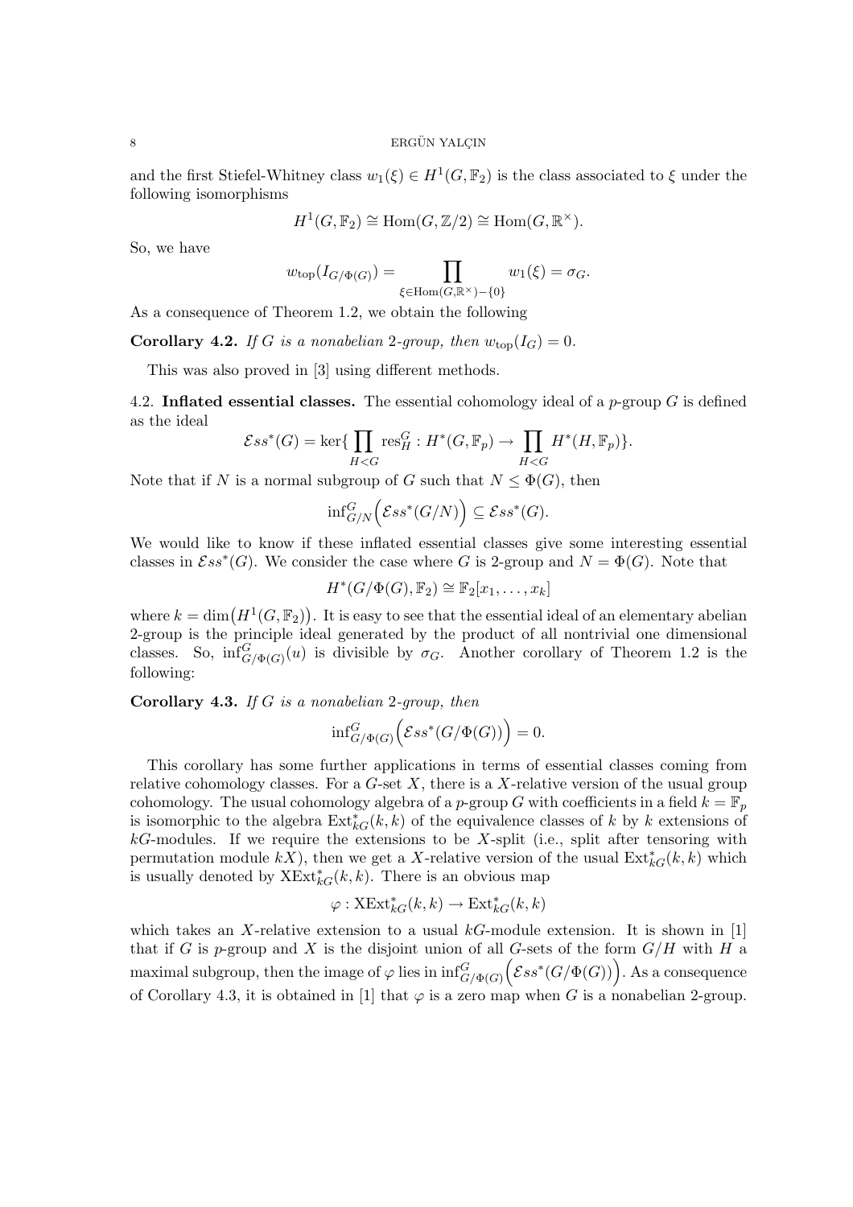and the first Stiefel-Whitney class $w_1(\xi) \in H^1(G, \mathbb{F}_2)$ is the class associated to $\xi$ under the following isomorphisms

$$H^1(G, \mathbb{F}_2) \cong \mathrm{Hom}(G, \mathbb{Z}/2) \cong \mathrm{Hom}(G, \mathbb{R}^\times).$$

So, we have

$$w_{\mathrm{top}}(I_{G/\Phi(G)}) = \prod_{\xi \in \mathrm{Hom}(G, \mathbb{R}^\times) - \{0\}} w_1(\xi) = \sigma_G.$$

As a consequence of Theorem 1.2, we obtain the following

**Corollary 4.2.** *If $G$ is a nonabelian 2-group, then $w_{\mathrm{top}}(I_G) = 0$.*

This was also proved in [3] using different methods.

4.2. **Inflated essential classes.** The essential cohomology ideal of a $p$-group $G$ is defined as the ideal

$$\mathcal{E}ss^*(G) = \ker\{\prod_{H<G} \mathrm{res}^G_H : H^*(G, \mathbb{F}_p) \to \prod_{H<G} H^*(H, \mathbb{F}_p)\}.$$

Note that if $N$ is a normal subgroup of $G$ such that $N \leq \Phi(G)$, then

$$\mathrm{inf}^G_{G/N}\Big(\mathcal{E}ss^*(G/N)\Big) \subseteq \mathcal{E}ss^*(G).$$

We would like to know if these inflated essential classes give some interesting essential classes in $\mathcal{E}ss^*(G)$. We consider the case where $G$ is 2-group and $N = \Phi(G)$. Note that

$$H^*(G/\Phi(G), \mathbb{F}_2) \cong \mathbb{F}_2[x_1, \ldots, x_k]$$

where $k = \dim\big(H^1(G, \mathbb{F}_2)\big)$. It is easy to see that the essential ideal of an elementary abelian 2-group is the principle ideal generated by the product of all nontrivial one dimensional classes. So, $\mathrm{inf}^G_{G/\Phi(G)}(u)$ is divisible by $\sigma_G$. Another corollary of Theorem 1.2 is the following:

**Corollary 4.3.** *If $G$ is a nonabelian 2-group, then*

$$\mathrm{inf}^G_{G/\Phi(G)}\Big(\mathcal{E}ss^*(G/\Phi(G))\Big) = 0.$$

This corollary has some further applications in terms of essential classes coming from relative cohomology classes. For a $G$-set $X$, there is a $X$-relative version of the usual group cohomology. The usual cohomology algebra of a $p$-group $G$ with coefficients in a field $k = \mathbb{F}_p$ is isomorphic to the algebra $\mathrm{Ext}^*_{kG}(k, k)$ of the equivalence classes of $k$ by $k$ extensions of $kG$-modules. If we require the extensions to be $X$-split (i.e., split after tensoring with permutation module $kX$), then we get a $X$-relative version of the usual $\mathrm{Ext}^*_{kG}(k, k)$ which is usually denoted by $\mathrm{XExt}^*_{kG}(k, k)$. There is an obvious map

$$\varphi : \mathrm{XExt}^*_{kG}(k, k) \to \mathrm{Ext}^*_{kG}(k, k)$$

which takes an $X$-relative extension to a usual $kG$-module extension. It is shown in [1] that if $G$ is $p$-group and $X$ is the disjoint union of all $G$-sets of the form $G/H$ with $H$ a maximal subgroup, then the image of $\varphi$ lies in $\mathrm{inf}^G_{G/\Phi(G)}\Big(\mathcal{E}ss^*(G/\Phi(G))\Big)$. As a consequence of Corollary 4.3, it is obtained in [1] that $\varphi$ is a zero map when $G$ is a nonabelian 2-group.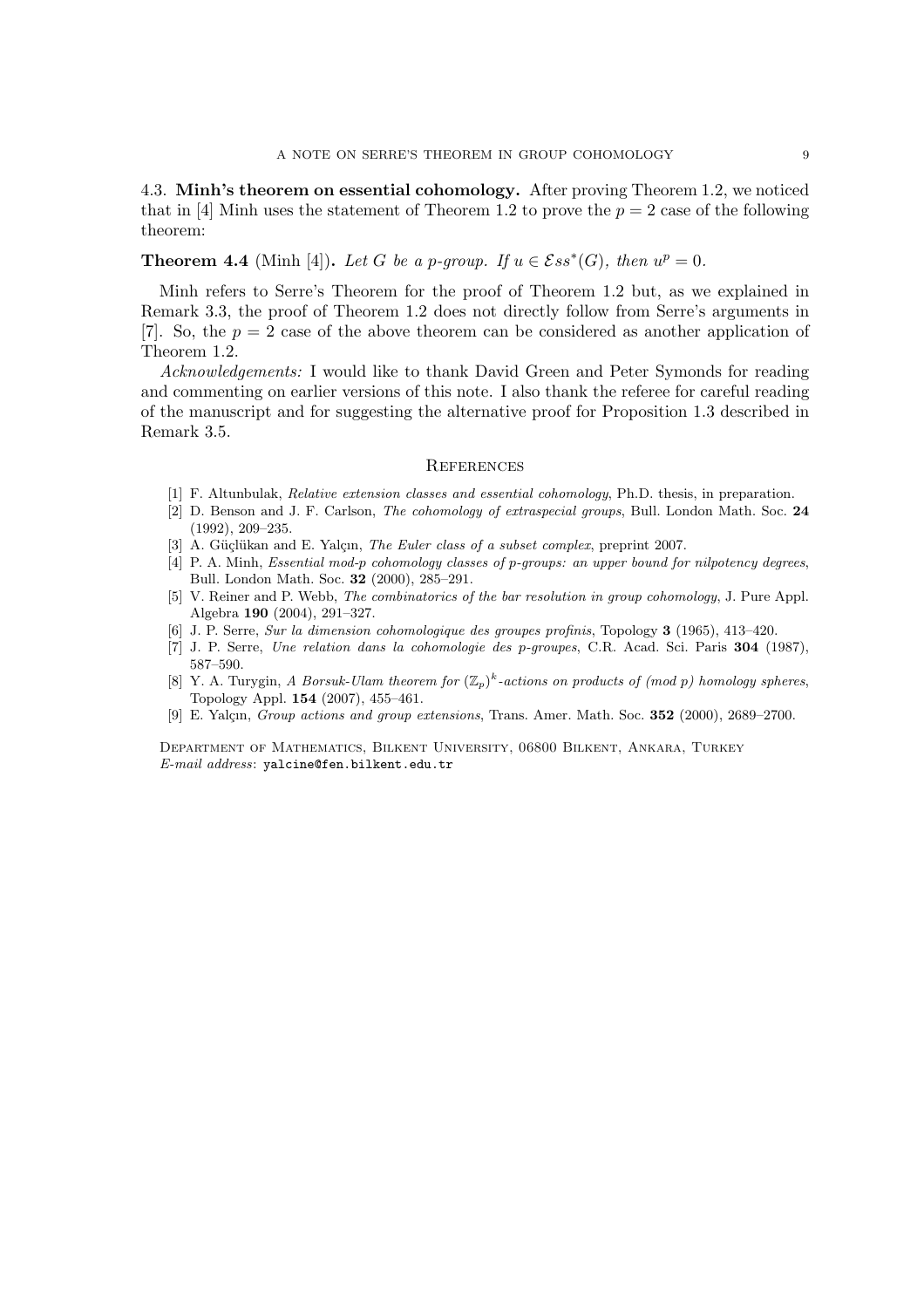4.3. **Minh's theorem on essential cohomology.** After proving Theorem 1.2, we noticed that in [4] Minh uses the statement of Theorem 1.2 to prove the $p = 2$ case of the following theorem:

**Theorem 4.4** (Minh [4])**.** *Let $G$ be a $p$-group. If $u \in \mathcal{E}ss^*(G)$, then $u^p = 0$.*

Minh refers to Serre's Theorem for the proof of Theorem 1.2 but, as we explained in Remark 3.3, the proof of Theorem 1.2 does not directly follow from Serre's arguments in [7]. So, the $p = 2$ case of the above theorem can be considered as another application of Theorem 1.2.

*Acknowledgements:* I would like to thank David Green and Peter Symonds for reading and commenting on earlier versions of this note. I also thank the referee for careful reading of the manuscript and for suggesting the alternative proof for Proposition 1.3 described in Remark 3.5.

## References

[1] F. Altunbulak, *Relative extension classes and essential cohomology*, Ph.D. thesis, in preparation.

[2] D. Benson and J. F. Carlson, *The cohomology of extraspecial groups*, Bull. London Math. Soc. **24** (1992), 209–235.

[3] A. Güçlükan and E. Yalçın, *The Euler class of a subset complex*, preprint 2007.

[4] P. A. Minh, *Essential mod-p cohomology classes of p-groups: an upper bound for nilpotency degrees*, Bull. London Math. Soc. **32** (2000), 285–291.

[5] V. Reiner and P. Webb, *The combinatorics of the bar resolution in group cohomology*, J. Pure Appl. Algebra **190** (2004), 291–327.

[6] J. P. Serre, *Sur la dimension cohomologique des groupes profinis*, Topology **3** (1965), 413–420.

[7] J. P. Serre, *Une relation dans la cohomologie des p-groupes*, C.R. Acad. Sci. Paris **304** (1987), 587–590.

[8] Y. A. Turygin, *A Borsuk-Ulam theorem for $(\mathbb{Z}_p)^k$-actions on products of (mod p) homology spheres*, Topology Appl. **154** (2007), 455–461.

[9] E. Yalçın, *Group actions and group extensions*, Trans. Amer. Math. Soc. **352** (2000), 2689–2700.

Department of Mathematics, Bilkent University, 06800 Bilkent, Ankara, Turkey
*E-mail address*: yalcine@fen.bilkent.edu.tr